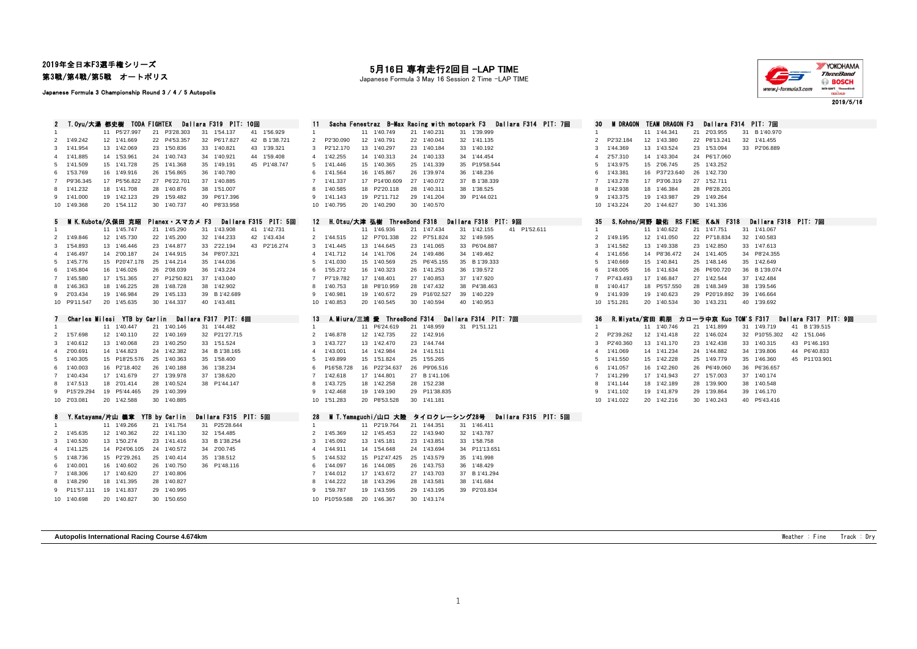# 2019年全日本F3選手権シリーズ
## 第3戦/第4戦/第5戦　オートポリス

Japanese Formula 3 Championship Round 3 / 4 / 5 Autopolis

## 5月16日 専有走行2回目 -LAP TIME

Japanese Formula 3 May 16 Session 2 Time -LAP TIME

2019/5/16

### 2　T.Oyu/大湯 都史樹　TODA FIGHTEX　Dallara F319　PIT: 10回

| Lap | Time | Lap | Time | Lap | Time | Lap | Time | Lap | Time |
|---|---|---|---|---|---|---|---|---|---|
| 1 | | 11 | P5'27.997 | 21 | P3'28.303 | 31 | 1'54.137 | 41 | 1'56.929 |
| 2 | 1'49.242 | 12 | 1'41.669 | 22 | P4'53.357 | 32 | P6'17.827 | 42 | B 1'38.721 |
| 3 | 1'41.954 | 13 | 1'42.069 | 23 | 1'50.836 | 33 | 1'40.821 | 43 | 1'39.321 |
| 4 | 1'41.885 | 14 | 1'53.961 | 24 | 1'40.743 | 34 | 1'40.921 | 44 | 1'59.408 |
| 5 | 1'41.509 | 15 | 1'41.728 | 25 | 1'41.368 | 35 | 1'49.191 | 45 | P1'48.747 |
| 6 | 1'53.769 | 16 | 1'49.916 | 26 | 1'56.865 | 36 | 1'40.780 | | |
| 7 | P9'36.345 | 17 | P5'56.822 | 27 | P6'22.701 | 37 | 1'40.885 | | |
| 8 | 1'41.232 | 18 | 1'41.708 | 28 | 1'40.876 | 38 | 1'51.007 | | |
| 9 | 1'41.000 | 19 | 1'42.123 | 29 | 1'59.482 | 39 | P6'17.396 | | |
| 10 | 1'49.368 | 20 | 1'54.112 | 30 | 1'40.737 | 40 | P8'33.958 | | |

### 5　M K.Kubota/久保田 克昭　Planex・スマカメ F3　Dallara F315　PIT: 5回

| Lap | Time | Lap | Time | Lap | Time | Lap | Time | Lap | Time |
|---|---|---|---|---|---|---|---|---|---|
| 1 | | 11 | 1'45.747 | 21 | 1'45.290 | 31 | 1'43.908 | 41 | 1'42.731 |
| 2 | 1'49.846 | 12 | 1'45.730 | 22 | 1'45.200 | 32 | 1'44.233 | 42 | 1'43.434 |
| 3 | 1'54.893 | 13 | 1'46.446 | 23 | 1'44.877 | 33 | 2'22.194 | 43 | P2'16.274 |
| 4 | 1'46.497 | 14 | 2'00.187 | 24 | 1'44.915 | 34 | P8'07.321 | | |
| 5 | 1'45.776 | 15 | P20'47.178 | 25 | 1'44.214 | 35 | 1'44.036 | | |
| 6 | 1'45.804 | 16 | 1'46.026 | 26 | 2'08.039 | 36 | 1'43.224 | | |
| 7 | 1'45.580 | 17 | 1'51.365 | 27 | P12'50.821 | 37 | 1'43.040 | | |
| 8 | 1'46.363 | 18 | 1'46.225 | 28 | 1'48.728 | 38 | 1'42.902 | | |
| 9 | 2'03.434 | 19 | 1'46.984 | 29 | 1'45.133 | 39 | B 1'42.689 | | |
| 10 | P9'11.547 | 20 | 1'45.635 | 30 | 1'44.337 | 40 | 1'43.481 | | |

### 7　Charles Milesi　YTB by Carlin　Dallara F317　PIT: 6回

| Lap | Time | Lap | Time | Lap | Time | Lap | Time |
|---|---|---|---|---|---|---|---|
| 1 | | 11 | 1'40.447 | 21 | 1'40.146 | 31 | 1'44.482 |
| 2 | 1'57.698 | 12 | 1'40.110 | 22 | 1'40.169 | 32 | P21'27.715 |
| 3 | 1'40.612 | 13 | 1'40.068 | 23 | 1'40.250 | 33 | 1'51.524 |
| 4 | 2'00.691 | 14 | 1'44.823 | 24 | 1'42.382 | 34 | B 1'38.165 |
| 5 | 1'40.305 | 15 | P18'25.576 | 25 | 1'40.363 | 35 | 1'58.400 |
| 6 | 1'40.003 | 16 | P2'18.402 | 26 | 1'40.188 | 36 | 1'38.234 |
| 7 | 1'40.434 | 17 | 1'41.679 | 27 | 1'39.978 | 37 | 1'38.620 |
| 8 | 1'47.513 | 18 | 2'01.414 | 28 | 1'40.524 | 38 | P1'44.147 |
| 9 | P15'29.294 | 19 | P5'44.465 | 29 | 1'40.399 | | |
| 10 | 2'03.081 | 20 | 1'42.588 | 30 | 1'40.885 | | |

### 8　Y.Katayama/片山 義章　YTB by Carlin　Dallara F315　PIT: 5回

| Lap | Time | Lap | Time | Lap | Time | Lap | Time |
|---|---|---|---|---|---|---|---|
| 1 | | 11 | 1'49.266 | 21 | 1'41.754 | 31 | P25'28.644 |
| 2 | 1'45.635 | 12 | 1'40.362 | 22 | 1'41.130 | 32 | 1'54.485 |
| 3 | 1'40.530 | 13 | 1'50.274 | 23 | 1'41.416 | 33 | B 1'38.254 |
| 4 | 1'41.125 | 14 | P24'06.105 | 24 | 1'40.572 | 34 | 2'00.745 |
| 5 | 1'48.736 | 15 | P2'29.261 | 25 | 1'40.414 | 35 | 1'38.512 |
| 6 | 1'40.001 | 16 | 1'40.602 | 26 | 1'40.750 | 36 | P1'48.116 |
| 7 | 1'48.306 | 17 | 1'40.620 | 27 | 1'40.806 | | |
| 8 | 1'48.290 | 18 | 1'41.395 | 28 | 1'40.827 | | |
| 9 | P11'57.111 | 19 | 1'41.837 | 29 | 1'40.995 | | |
| 10 | 1'40.698 | 20 | 1'40.827 | 30 | 1'50.650 | | |

### 11　Sacha Fenestraz　B-Max Racing with motopark F3　Dallara F314　PIT: 7回

| Lap | Time | Lap | Time | Lap | Time | Lap | Time |
|---|---|---|---|---|---|---|---|
| 1 | | 11 | 1'40.749 | 21 | 1'40.231 | 31 | 1'39.999 |
| 2 | P2'30.090 | 12 | 1'40.791 | 22 | 1'40.041 | 32 | 1'41.135 |
| 3 | P2'12.170 | 13 | 1'40.297 | 23 | 1'40.184 | 33 | 1'40.192 |
| 4 | 1'42.255 | 14 | 1'40.313 | 24 | 1'40.133 | 34 | 1'44.454 |
| 5 | 1'41.446 | 15 | 1'40.365 | 25 | 1'41.339 | 35 | P19'58.544 |
| 6 | 1'41.564 | 16 | 1'45.867 | 26 | 1'39.974 | 36 | 1'48.236 |
| 7 | 1'41.337 | 17 | P14'00.609 | 27 | 1'40.072 | 37 | B 1'38.339 |
| 8 | 1'40.585 | 18 | P2'20.118 | 28 | 1'40.311 | 38 | 1'38.525 |
| 9 | 1'41.143 | 19 | P2'11.712 | 29 | 1'41.204 | 39 | P1'44.021 |
| 10 | 1'40.795 | 20 | 1'40.290 | 30 | 1'40.570 | | |

### 12　H.Otsu/大津 弘樹　ThreeBond F318　Dallara F318　PIT: 9回

| Lap | Time | Lap | Time | Lap | Time | Lap | Time | Lap | Time |
|---|---|---|---|---|---|---|---|---|---|
| 1 | | 11 | 1'46.936 | 21 | 1'47.434 | 31 | 1'42.155 | 41 | P1'52.611 |
| 2 | 1'44.515 | 12 | P7'01.338 | 22 | P7'51.824 | 32 | 1'49.595 | | |
| 3 | 1'41.445 | 13 | 1'44.645 | 23 | 1'41.065 | 33 | P6'04.887 | | |
| 4 | 1'41.712 | 14 | 1'41.706 | 24 | 1'49.486 | 34 | 1'49.462 | | |
| 5 | 1'41.030 | 15 | 1'40.569 | 25 | P6'45.155 | 35 | B 1'39.333 | | |
| 6 | 1'55.272 | 16 | 1'40.323 | 26 | 1'41.253 | 36 | 1'39.572 | | |
| 7 | P7'19.782 | 17 | 1'48.401 | 27 | 1'40.853 | 37 | 1'47.920 | | |
| 8 | 1'40.753 | 18 | P8'10.959 | 28 | 1'47.432 | 38 | P4'38.463 | | |
| 9 | 1'40.981 | 19 | 1'40.672 | 29 | P16'02.527 | 39 | 1'40.229 | | |
| 10 | 1'40.853 | 20 | 1'40.545 | 30 | 1'40.594 | 40 | 1'40.953 | | |

### 13　A.Miura/三浦 愛　ThreeBond F314　Dallara F314　PIT: 7回

| Lap | Time | Lap | Time | Lap | Time | Lap | Time |
|---|---|---|---|---|---|---|---|
| 1 | | 11 | P6'24.619 | 21 | 1'48.959 | 31 | P1'51.121 |
| 2 | 1'46.878 | 12 | 1'42.735 | 22 | 1'42.916 | | |
| 3 | 1'43.727 | 13 | 1'42.470 | 23 | 1'44.744 | | |
| 4 | 1'43.001 | 14 | 1'42.984 | 24 | 1'41.511 | | |
| 5 | 1'49.899 | 15 | 1'51.824 | 25 | 1'55.265 | | |
| 6 | P16'58.728 | 16 | P22'34.637 | 26 | P9'06.516 | | |
| 7 | 1'42.618 | 17 | 1'44.801 | 27 | B 1'41.106 | | |
| 8 | 1'43.725 | 18 | 1'42.258 | 28 | 1'52.238 | | |
| 9 | 1'42.468 | 19 | 1'49.190 | 29 | P11'38.835 | | |
| 10 | 1'51.283 | 20 | P8'53.528 | 30 | 1'41.181 | | |

### 28　M T.Yamaguchi/山口 大陸　タイロクレーシング28号　Dallara F315　PIT: 5回

| Lap | Time | Lap | Time | Lap | Time | Lap | Time |
|---|---|---|---|---|---|---|---|
| 1 | | 11 | P2'19.764 | 21 | 1'44.351 | 31 | 1'46.411 |
| 2 | 1'45.369 | 12 | 1'45.453 | 22 | 1'43.940 | 32 | 1'43.787 |
| 3 | 1'45.092 | 13 | 1'45.181 | 23 | 1'43.851 | 33 | 1'58.758 |
| 4 | 1'44.911 | 14 | 1'54.648 | 24 | 1'43.694 | 34 | P11'13.651 |
| 5 | 1'44.532 | 15 | P12'47.425 | 25 | 1'43.579 | 35 | 1'41.998 |
| 6 | 1'44.097 | 16 | 1'44.085 | 26 | 1'43.753 | 36 | 1'48.429 |
| 7 | 1'44.012 | 17 | 1'43.672 | 27 | 1'43.703 | 37 | B 1'41.294 |
| 8 | 1'44.222 | 18 | 1'43.296 | 28 | 1'43.581 | 38 | 1'41.684 |
| 9 | 1'59.787 | 19 | 1'43.595 | 29 | 1'43.195 | 39 | P2'03.834 |
| 10 | P10'59.588 | 20 | 1'46.367 | 30 | 1'43.174 | | |

### 30　M DRAGON　TEAM DRAGON F3　Dallara F314　PIT: 7回

| Lap | Time | Lap | Time | Lap | Time | Lap | Time |
|---|---|---|---|---|---|---|---|
| 1 | | 11 | 1'44.341 | 21 | 2'03.955 | 31 | B 1'40.970 |
| 2 | P2'32.184 | 12 | 1'43.380 | 22 | P8'13.241 | 32 | 1'41.455 |
| 3 | 1'44.369 | 13 | 1'43.524 | 23 | 1'53.094 | 33 | P2'06.889 |
| 4 | 2'57.310 | 14 | 1'43.304 | 24 | P6'17.060 | | |
| 5 | 1'43.975 | 15 | 2'06.745 | 25 | 1'43.252 | | |
| 6 | 1'43.381 | 16 | P37'23.640 | 26 | 1'42.730 | | |
| 7 | 1'43.278 | 17 | P3'06.319 | 27 | 1'52.711 | | |
| 8 | 1'42.938 | 18 | 1'46.384 | 28 | P8'28.201 | | |
| 9 | 1'43.375 | 19 | 1'43.987 | 29 | 1'49.264 | | |
| 10 | 1'43.224 | 20 | 1'44.627 | 30 | 1'41.336 | | |

### 35　S.Kohno/河野 駿佑　RS FINE K&N F318　Dallara F318　PIT: 7回

| Lap | Time | Lap | Time | Lap | Time | Lap | Time |
|---|---|---|---|---|---|---|---|
| 1 | | 11 | 1'40.622 | 21 | 1'47.751 | 31 | 1'41.067 |
| 2 | 1'49.195 | 12 | 1'41.050 | 22 | P7'18.834 | 32 | 1'40.583 |
| 3 | 1'41.582 | 13 | 1'49.338 | 23 | 1'42.850 | 33 | 1'47.613 |
| 4 | 1'41.656 | 14 | P8'36.472 | 24 | 1'41.405 | 34 | P8'24.355 |
| 5 | 1'40.669 | 15 | 1'40.841 | 25 | 1'48.146 | 35 | 1'42.649 |
| 6 | 1'48.005 | 16 | 1'41.634 | 26 | P6'00.720 | 36 | B 1'39.074 |
| 7 | P7'43.493 | 17 | 1'46.847 | 27 | 1'42.544 | 37 | 1'42.484 |
| 8 | 1'40.417 | 18 | P5'57.550 | 28 | 1'48.349 | 38 | 1'39.546 |
| 9 | 1'41.939 | 19 | 1'40.623 | 29 | P20'19.892 | 39 | 1'46.664 |
| 10 | 1'51.281 | 20 | 1'40.534 | 30 | 1'43.231 | 40 | 1'39.692 |

### 36　R.Miyata/宮田 莉朋　カローラ中京 Kuo TOM'S F317　Dallara F317　PIT: 9回

| Lap | Time | Lap | Time | Lap | Time | Lap | Time | Lap | Time |
|---|---|---|---|---|---|---|---|---|---|
| 1 | | 11 | 1'40.746 | 21 | 1'41.899 | 31 | 1'49.719 | 41 | B 1'39.515 |
| 2 | P2'39.262 | 12 | 1'41.418 | 22 | 1'46.024 | 32 | P10'55.302 | 42 | 1'51.046 |
| 3 | P2'40.360 | 13 | 1'41.170 | 23 | 1'42.438 | 33 | 1'40.315 | 43 | P1'46.193 |
| 4 | 1'41.069 | 14 | 1'41.234 | 24 | 1'44.882 | 34 | 1'39.806 | 44 | P6'40.833 |
| 5 | 1'41.550 | 15 | 1'42.228 | 25 | 1'49.779 | 35 | 1'46.360 | 45 | P11'03.901 |
| 6 | 1'41.057 | 16 | 1'42.260 | 26 | P6'49.060 | 36 | P6'36.657 | | |
| 7 | 1'41.299 | 17 | 1'41.943 | 27 | 1'57.003 | 37 | 1'40.174 | | |
| 8 | 1'41.144 | 18 | 1'42.189 | 28 | 1'39.900 | 38 | 1'40.548 | | |
| 9 | 1'41.102 | 19 | 1'41.879 | 29 | 1'39.864 | 39 | 1'46.170 | | |
| 10 | 1'41.022 | 20 | 1'42.216 | 30 | 1'40.243 | 40 | P5'43.416 | | |

**Autopolis International Racing Course 4.674km**

Weather : Fine　Track : Dry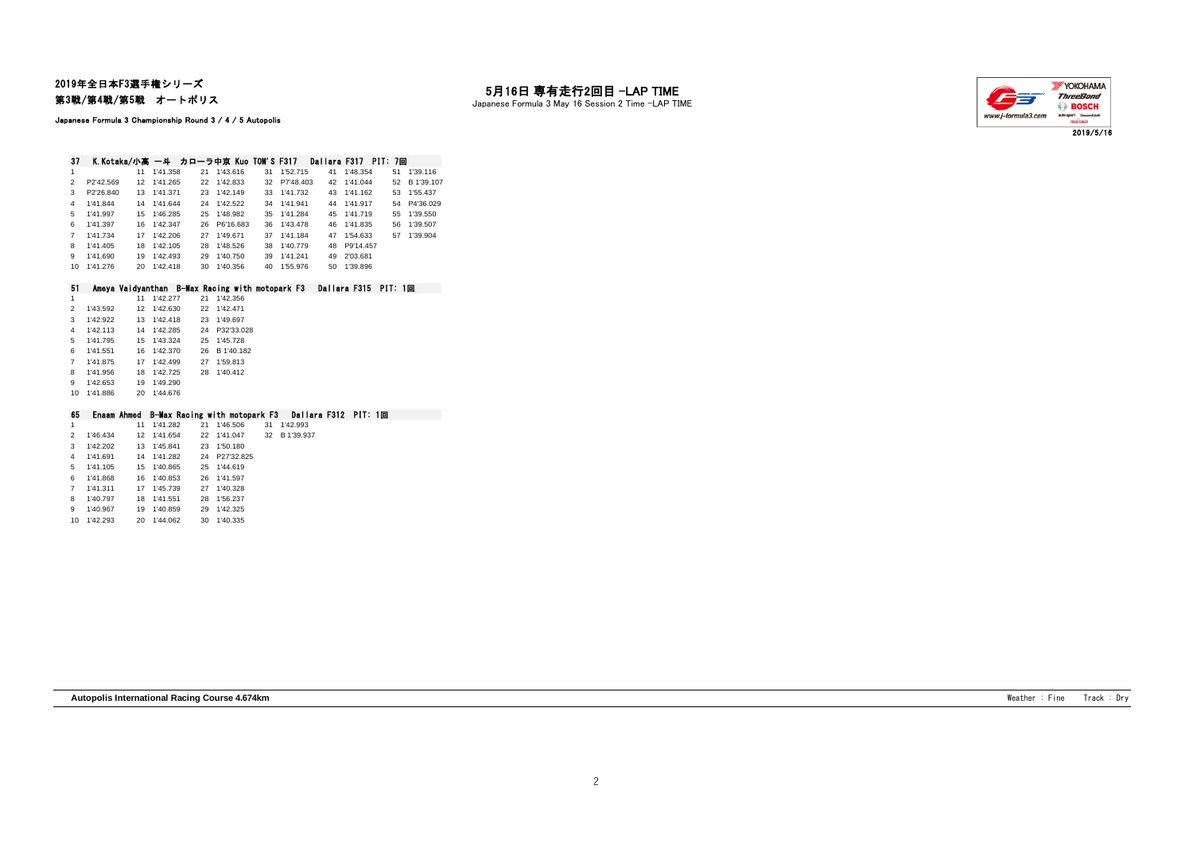2019年全日本F3選手権シリーズ
第3戦/第4戦/第5戦　オートポリス

Japanese Formula 3 Championship Round 3 / 4 / 5 Autopolis

# 5月16日 専有走行2回目 -LAP TIME

Japanese Formula 3 May 16 Session 2 Time -LAP TIME

2019/5/16

**37　K.Kotaka/小高 一斗　カローラ中京 Kuo TOM'S F317　Dallara F317　PIT: 7回**

| | | | | | | | | | | | |
|---|---|---|---|---|---|---|---|---|---|---|---|
| 1 | | 11 | 1'41.358 | 21 | 1'43.616 | 31 | 1'52.715 | 41 | 1'48.354 | 51 | 1'39.116 |
| 2 | P2'42.569 | 12 | 1'41.265 | 22 | 1'42.833 | 32 | P7'48.403 | 42 | 1'41.044 | 52 | B 1'39.107 |
| 3 | P2'26.840 | 13 | 1'41.371 | 23 | 1'42.149 | 33 | 1'41.732 | 43 | 1'41.162 | 53 | 1'55.437 |
| 4 | 1'41.844 | 14 | 1'41.644 | 24 | 1'42.522 | 34 | 1'41.941 | 44 | 1'41.917 | 54 | P4'36.029 |
| 5 | 1'41.997 | 15 | 1'46.285 | 25 | 1'48.982 | 35 | 1'41.284 | 45 | 1'41.719 | 55 | 1'39.550 |
| 6 | 1'41.397 | 16 | 1'42.347 | 26 | P6'16.683 | 36 | 1'43.478 | 46 | 1'41.835 | 56 | 1'39.507 |
| 7 | 1'41.734 | 17 | 1'42.206 | 27 | 1'49.671 | 37 | 1'41.184 | 47 | 1'54.633 | 57 | 1'39.904 |
| 8 | 1'41.405 | 18 | 1'42.105 | 28 | 1'48.526 | 38 | 1'40.779 | 48 | P9'14.457 | | |
| 9 | 1'41.690 | 19 | 1'42.493 | 29 | 1'40.750 | 39 | 1'41.241 | 49 | 2'03.681 | | |
| 10 | 1'41.276 | 20 | 1'42.418 | 30 | 1'40.356 | 40 | 1'55.976 | 50 | 1'39.896 | | |

**51　Ameya Vaidyanthan　B-Max Racing with motopark F3　Dallara F315　PIT: 1回**

| | | | | | |
|---|---|---|---|---|---|
| 1 | | 11 | 1'42.277 | 21 | 1'42.356 |
| 2 | 1'43.592 | 12 | 1'42.630 | 22 | 1'42.471 |
| 3 | 1'42.922 | 13 | 1'42.418 | 23 | 1'49.697 |
| 4 | 1'42.113 | 14 | 1'42.285 | 24 | P32'33.028 |
| 5 | 1'41.795 | 15 | 1'43.324 | 25 | 1'45.728 |
| 6 | 1'41.551 | 16 | 1'42.370 | 26 | B 1'40.182 |
| 7 | 1'41.875 | 17 | 1'42.499 | 27 | 1'59.813 |
| 8 | 1'41.956 | 18 | 1'42.725 | 28 | 1'40.412 |
| 9 | 1'42.653 | 19 | 1'49.290 | | |
| 10 | 1'41.886 | 20 | 1'44.676 | | |

**65　Enaam Ahmed　B-Max Racing with motopark F3　Dallara F312　PIT: 1回**

| | | | | | | | |
|---|---|---|---|---|---|---|---|
| 1 | | 11 | 1'41.282 | 21 | 1'46.506 | 31 | 1'42.993 |
| 2 | 1'46.434 | 12 | 1'41.654 | 22 | 1'41.047 | 32 | B 1'39.937 |
| 3 | 1'42.202 | 13 | 1'45.841 | 23 | 1'50.180 | | |
| 4 | 1'41.691 | 14 | 1'41.282 | 24 | P27'32.825 | | |
| 5 | 1'41.105 | 15 | 1'40.865 | 25 | 1'44.619 | | |
| 6 | 1'41.868 | 16 | 1'40.853 | 26 | 1'41.597 | | |
| 7 | 1'41.311 | 17 | 1'45.739 | 27 | 1'40.328 | | |
| 8 | 1'40.797 | 18 | 1'41.551 | 28 | 1'56.237 | | |
| 9 | 1'40.967 | 19 | 1'40.859 | 29 | 1'42.325 | | |
| 10 | 1'42.293 | 20 | 1'44.062 | 30 | 1'40.335 | | |

**Autopolis International Racing Course 4.674km**

Weather : Fine　Track : Dry